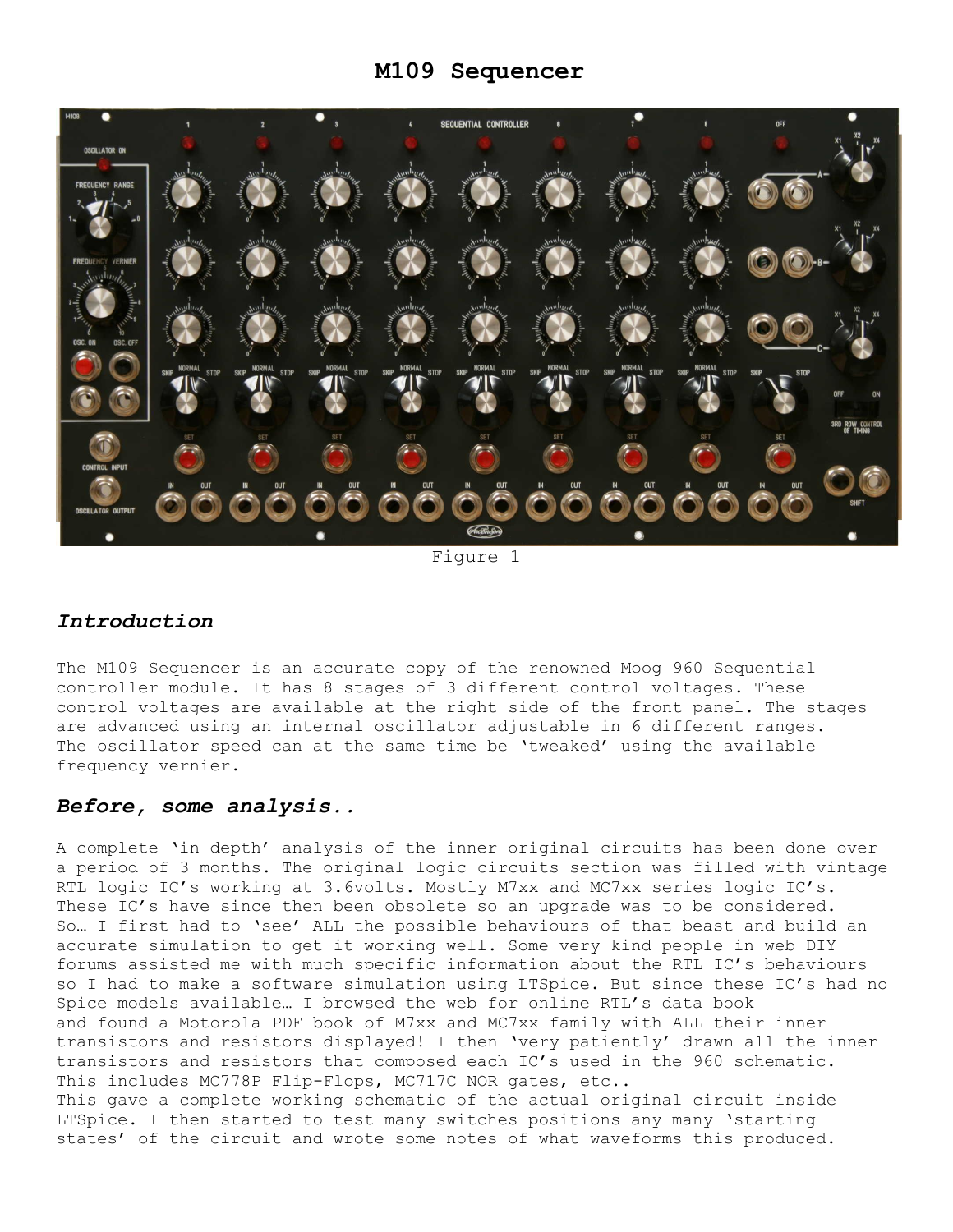# M109 Sequencer

Figure 1

## *Introduction*

The M109 Sequencer is an accurate copy of the renowned Moog 960 Sequential controller module. It has 8 stages of 3 different control voltages. These control voltages are available at the right side of the front panel. The stages are advanced using an internal oscillator adjustable in 6 different ranges. The oscillator speed can at the same time be 'tweaked' using the available frequency vernier.

## *Before, some analysis..*

A complete 'in depth' analysis of the inner original circuits has been done over a period of 3 months. The original logic circuits section was filled with vintage RTL logic IC's working at 3.6volts. Mostly M7xx and MC7xx series logic IC's. These IC's have since then been obsolete so an upgrade was to be considered. So… I first had to 'see' ALL the possible behaviours of that beast and build an accurate simulation to get it working well. Some very kind people in web DIY forums assisted me with much specific information about the RTL IC's behaviours so I had to make a software simulation using LTSpice. But since these IC's had no Spice models available… I browsed the web for online RTL's data book and found a Motorola PDF book of M7xx and MC7xx family with ALL their inner transistors and resistors displayed! I then 'very patiently' drawn all the inner transistors and resistors that composed each IC's used in the 960 schematic. This includes MC778P Flip-Flops, MC717C NOR gates, etc..
This gave a complete working schematic of the actual original circuit inside LTSpice. I then started to test many switches positions any many 'starting states' of the circuit and wrote some notes of what waveforms this produced.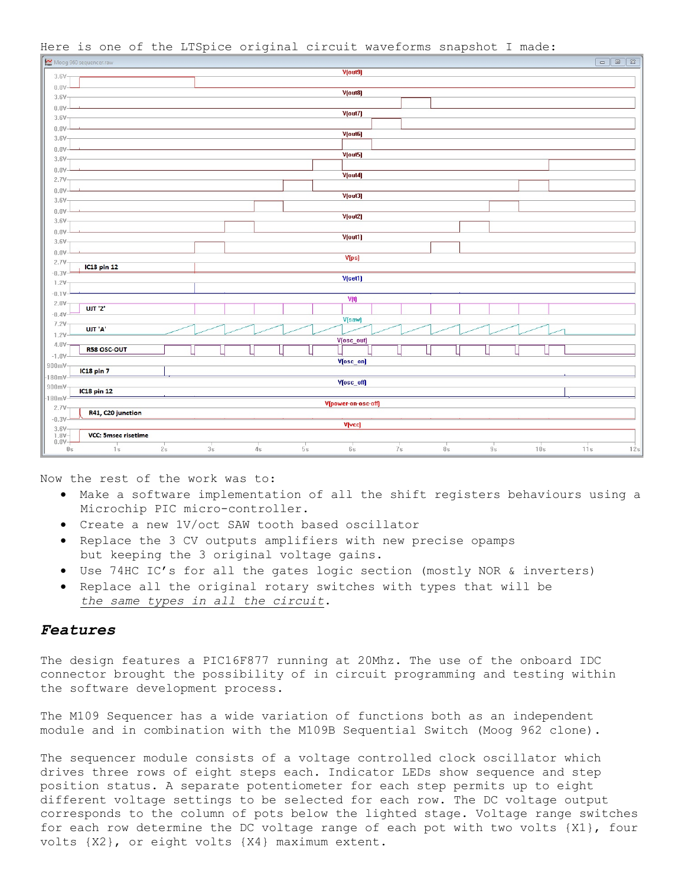Here is one of the LTSpice original circuit waveforms snapshot I made:

Now the rest of the work was to:

- Make a software implementation of all the shift registers behaviours using a Microchip PIC micro-controller.
- Create a new 1V/oct SAW tooth based oscillator
- Replace the 3 CV outputs amplifiers with new precise opamps but keeping the 3 original voltage gains.
- Use 74HC IC's for all the gates logic section (mostly NOR & inverters)
- Replace all the original rotary switches with types that will be *the same types in all the circuit*.

## *Features*

The design features a PIC16F877 running at 20Mhz. The use of the onboard IDC connector brought the possibility of in circuit programming and testing within the software development process.

The M109 Sequencer has a wide variation of functions both as an independent module and in combination with the M109B Sequential Switch (Moog 962 clone).

The sequencer module consists of a voltage controlled clock oscillator which drives three rows of eight steps each. Indicator LEDs show sequence and step position status. A separate potentiometer for each step permits up to eight different voltage settings to be selected for each row. The DC voltage output corresponds to the column of pots below the lighted stage. Voltage range switches for each row determine the DC voltage range of each pot with two volts {X1}, four volts {X2}, or eight volts {X4} maximum extent.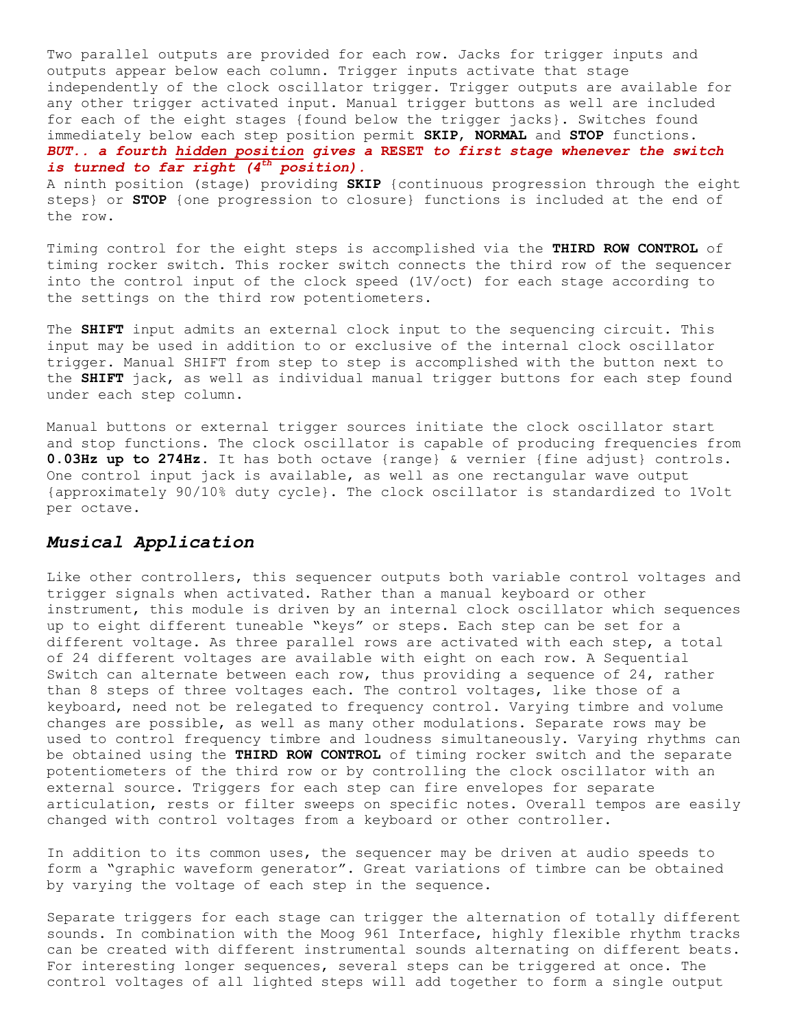Two parallel outputs are provided for each row. Jacks for trigger inputs and outputs appear below each column. Trigger inputs activate that stage independently of the clock oscillator trigger. Trigger outputs are available for any other trigger activated input. Manual trigger buttons as well are included for each of the eight stages {found below the trigger jacks}. Switches found immediately below each step position permit **SKIP**, **NORMAL** and **STOP** functions. ***BUT.. a fourth hidden position gives a RESET to first stage whenever the switch is turned to far right (4th position).***
A ninth position (stage) providing **SKIP** {continuous progression through the eight steps} or **STOP** {one progression to closure} functions is included at the end of the row.

Timing control for the eight steps is accomplished via the **THIRD ROW CONTROL** of timing rocker switch. This rocker switch connects the third row of the sequencer into the control input of the clock speed (1V/oct) for each stage according to the settings on the third row potentiometers.

The **SHIFT** input admits an external clock input to the sequencing circuit. This input may be used in addition to or exclusive of the internal clock oscillator trigger. Manual SHIFT from step to step is accomplished with the button next to the **SHIFT** jack, as well as individual manual trigger buttons for each step found under each step column.

Manual buttons or external trigger sources initiate the clock oscillator start and stop functions. The clock oscillator is capable of producing frequencies from **0.03Hz up to 274Hz.** It has both octave {range} & vernier {fine adjust} controls. One control input jack is available, as well as one rectangular wave output {approximately 90/10% duty cycle}. The clock oscillator is standardized to 1Volt per octave.

## *Musical Application*

Like other controllers, this sequencer outputs both variable control voltages and trigger signals when activated. Rather than a manual keyboard or other instrument, this module is driven by an internal clock oscillator which sequences up to eight different tuneable "keys" or steps. Each step can be set for a different voltage. As three parallel rows are activated with each step, a total of 24 different voltages are available with eight on each row. A Sequential Switch can alternate between each row, thus providing a sequence of 24, rather than 8 steps of three voltages each. The control voltages, like those of a keyboard, need not be relegated to frequency control. Varying timbre and volume changes are possible, as well as many other modulations. Separate rows may be used to control frequency timbre and loudness simultaneously. Varying rhythms can be obtained using the **THIRD ROW CONTROL** of timing rocker switch and the separate potentiometers of the third row or by controlling the clock oscillator with an external source. Triggers for each step can fire envelopes for separate articulation, rests or filter sweeps on specific notes. Overall tempos are easily changed with control voltages from a keyboard or other controller.

In addition to its common uses, the sequencer may be driven at audio speeds to form a "graphic waveform generator". Great variations of timbre can be obtained by varying the voltage of each step in the sequence.

Separate triggers for each stage can trigger the alternation of totally different sounds. In combination with the Moog 961 Interface, highly flexible rhythm tracks can be created with different instrumental sounds alternating on different beats. For interesting longer sequences, several steps can be triggered at once. The control voltages of all lighted steps will add together to form a single output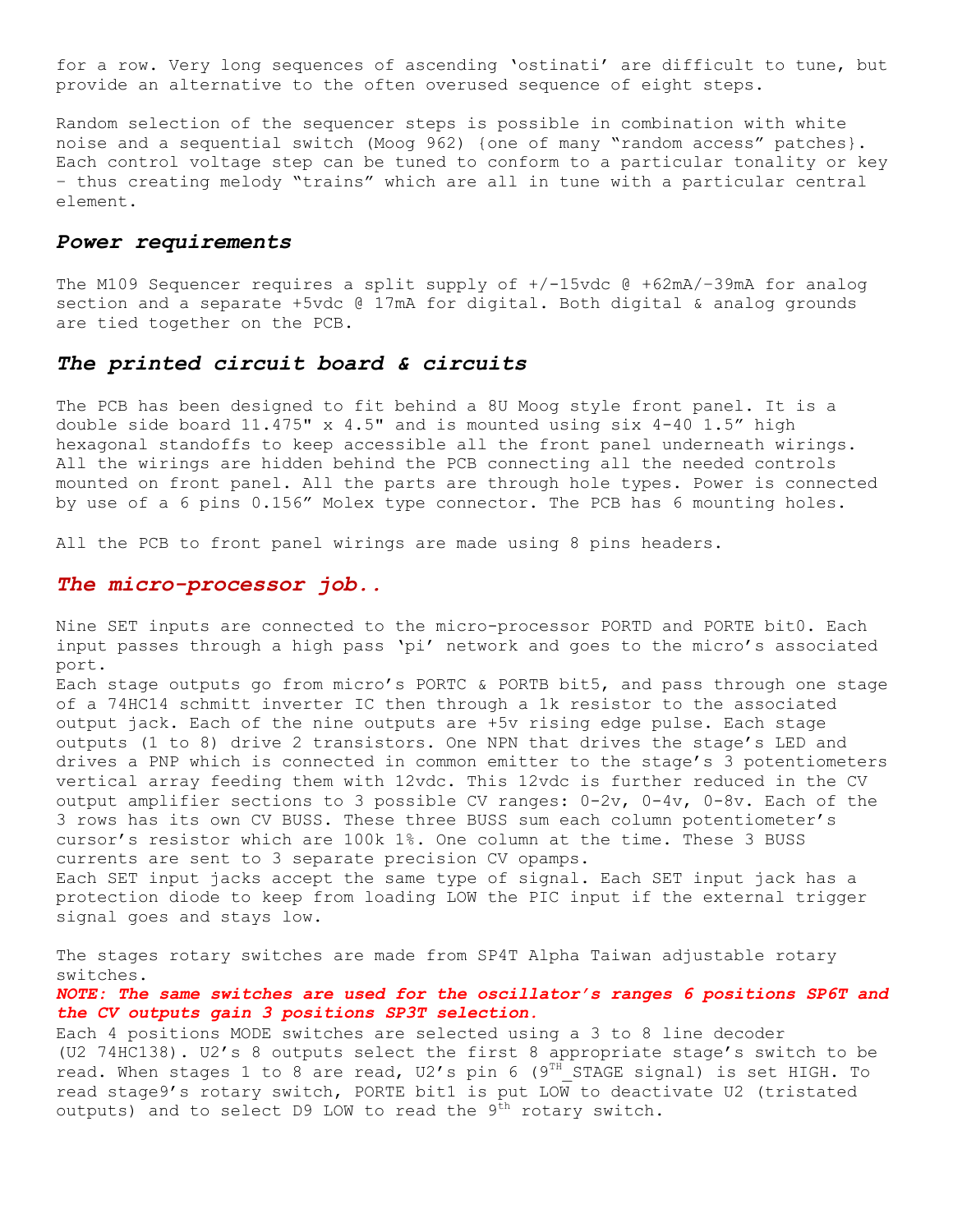for a row. Very long sequences of ascending 'ostinati' are difficult to tune, but provide an alternative to the often overused sequence of eight steps.

Random selection of the sequencer steps is possible in combination with white noise and a sequential switch (Moog 962) {one of many "random access" patches}. Each control voltage step can be tuned to conform to a particular tonality or key – thus creating melody "trains" which are all in tune with a particular central element.

### *Power requirements*

The M109 Sequencer requires a split supply of +/-15vdc @ +62mA/-39mA for analog section and a separate +5vdc @ 17mA for digital. Both digital & analog grounds are tied together on the PCB.

### *The printed circuit board & circuits*

The PCB has been designed to fit behind a 8U Moog style front panel. It is a double side board 11.475" x 4.5" and is mounted using six 4-40 1.5" high hexagonal standoffs to keep accessible all the front panel underneath wirings. All the wirings are hidden behind the PCB connecting all the needed controls mounted on front panel. All the parts are through hole types. Power is connected by use of a 6 pins 0.156" Molex type connector. The PCB has 6 mounting holes.

All the PCB to front panel wirings are made using 8 pins headers.

### *The micro-processor job..*

Nine SET inputs are connected to the micro-processor PORTD and PORTE bit0. Each input passes through a high pass 'pi' network and goes to the micro's associated port.
Each stage outputs go from micro's PORTC & PORTB bit5, and pass through one stage of a 74HC14 schmitt inverter IC then through a 1k resistor to the associated output jack. Each of the nine outputs are +5v rising edge pulse. Each stage outputs (1 to 8) drive 2 transistors. One NPN that drives the stage's LED and drives a PNP which is connected in common emitter to the stage's 3 potentiometers vertical array feeding them with 12vdc. This 12vdc is further reduced in the CV output amplifier sections to 3 possible CV ranges: 0-2v, 0-4v, 0-8v. Each of the 3 rows has its own CV BUSS. These three BUSS sum each column potentiometer's cursor's resistor which are 100k 1%. One column at the time. These 3 BUSS currents are sent to 3 separate precision CV opamps.
Each SET input jacks accept the same type of signal. Each SET input jack has a protection diode to keep from loading LOW the PIC input if the external trigger signal goes and stays low.

The stages rotary switches are made from SP4T Alpha Taiwan adjustable rotary switches.
***NOTE: The same switches are used for the oscillator's ranges 6 positions SP6T and the CV outputs gain 3 positions SP3T selection.***
Each 4 positions MODE switches are selected using a 3 to 8 line decoder (U2 74HC138). U2's 8 outputs select the first 8 appropriate stage's switch to be read. When stages 1 to 8 are read, U2's pin 6 (9TH_STAGE signal) is set HIGH. To read stage9's rotary switch, PORTE bit1 is put LOW to deactivate U2 (tristated outputs) and to select D9 LOW to read the 9th rotary switch.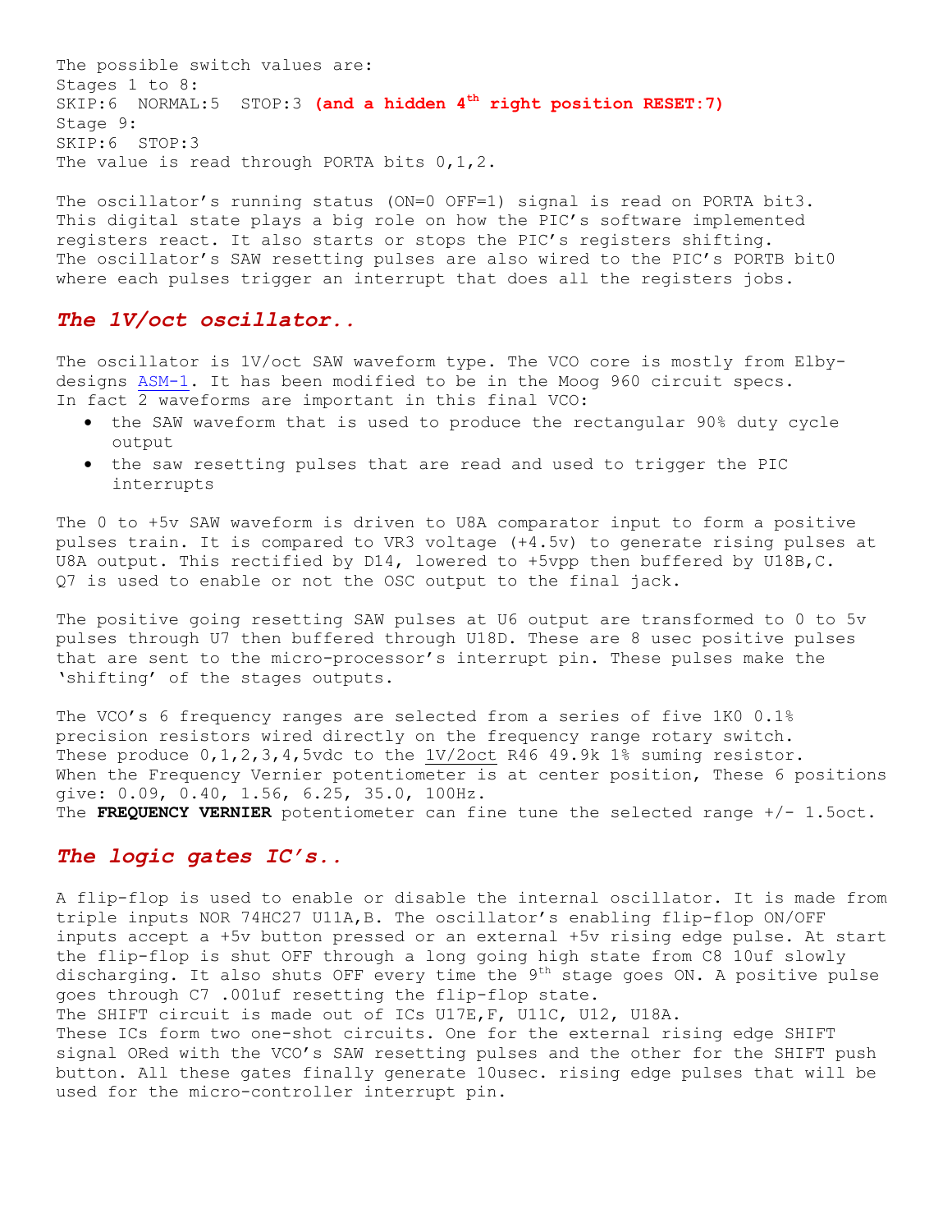The possible switch values are:
Stages 1 to 8:
SKIP:6  NORMAL:5  STOP:3 **(and a hidden 4th right position RESET:7)**
Stage 9:
SKIP:6  STOP:3
The value is read through PORTA bits 0,1,2.

The oscillator's running status (ON=0 OFF=1) signal is read on PORTA bit3. This digital state plays a big role on how the PIC's software implemented registers react. It also starts or stops the PIC's registers shifting.
The oscillator's SAW resetting pulses are also wired to the PIC's PORTB bit0 where each pulses trigger an interrupt that does all the registers jobs.

## *The 1V/oct oscillator..*

The oscillator is 1V/oct SAW waveform type. The VCO core is mostly from Elby-designs ASM-1. It has been modified to be in the Moog 960 circuit specs.
In fact 2 waveforms are important in this final VCO:

- the SAW waveform that is used to produce the rectangular 90% duty cycle output
- the saw resetting pulses that are read and used to trigger the PIC interrupts

The 0 to +5v SAW waveform is driven to U8A comparator input to form a positive pulses train. It is compared to VR3 voltage (+4.5v) to generate rising pulses at U8A output. This rectified by D14, lowered to +5vpp then buffered by U18B,C.
Q7 is used to enable or not the OSC output to the final jack.

The positive going resetting SAW pulses at U6 output are transformed to 0 to 5v pulses through U7 then buffered through U18D. These are 8 usec positive pulses that are sent to the micro-processor's interrupt pin. These pulses make the 'shifting' of the stages outputs.

The VCO's 6 frequency ranges are selected from a series of five 1K0 0.1% precision resistors wired directly on the frequency range rotary switch.
These produce 0,1,2,3,4,5vdc to the 1V/2oct R46 49.9k 1% suming resistor.
When the Frequency Vernier potentiometer is at center position, These 6 positions give: 0.09, 0.40, 1.56, 6.25, 35.0, 100Hz.
The **FREQUENCY VERNIER** potentiometer can fine tune the selected range +/- 1.5oct.

## *The logic gates IC's..*

A flip-flop is used to enable or disable the internal oscillator. It is made from triple inputs NOR 74HC27 U11A,B. The oscillator's enabling flip-flop ON/OFF inputs accept a +5v button pressed or an external +5v rising edge pulse. At start the flip-flop is shut OFF through a long going high state from C8 10uf slowly discharging. It also shuts OFF every time the 9th stage goes ON. A positive pulse goes through C7 .001uf resetting the flip-flop state.
The SHIFT circuit is made out of ICs U17E,F, U11C, U12, U18A.
These ICs form two one-shot circuits. One for the external rising edge SHIFT signal ORed with the VCO's SAW resetting pulses and the other for the SHIFT push button. All these gates finally generate 10usec. rising edge pulses that will be used for the micro-controller interrupt pin.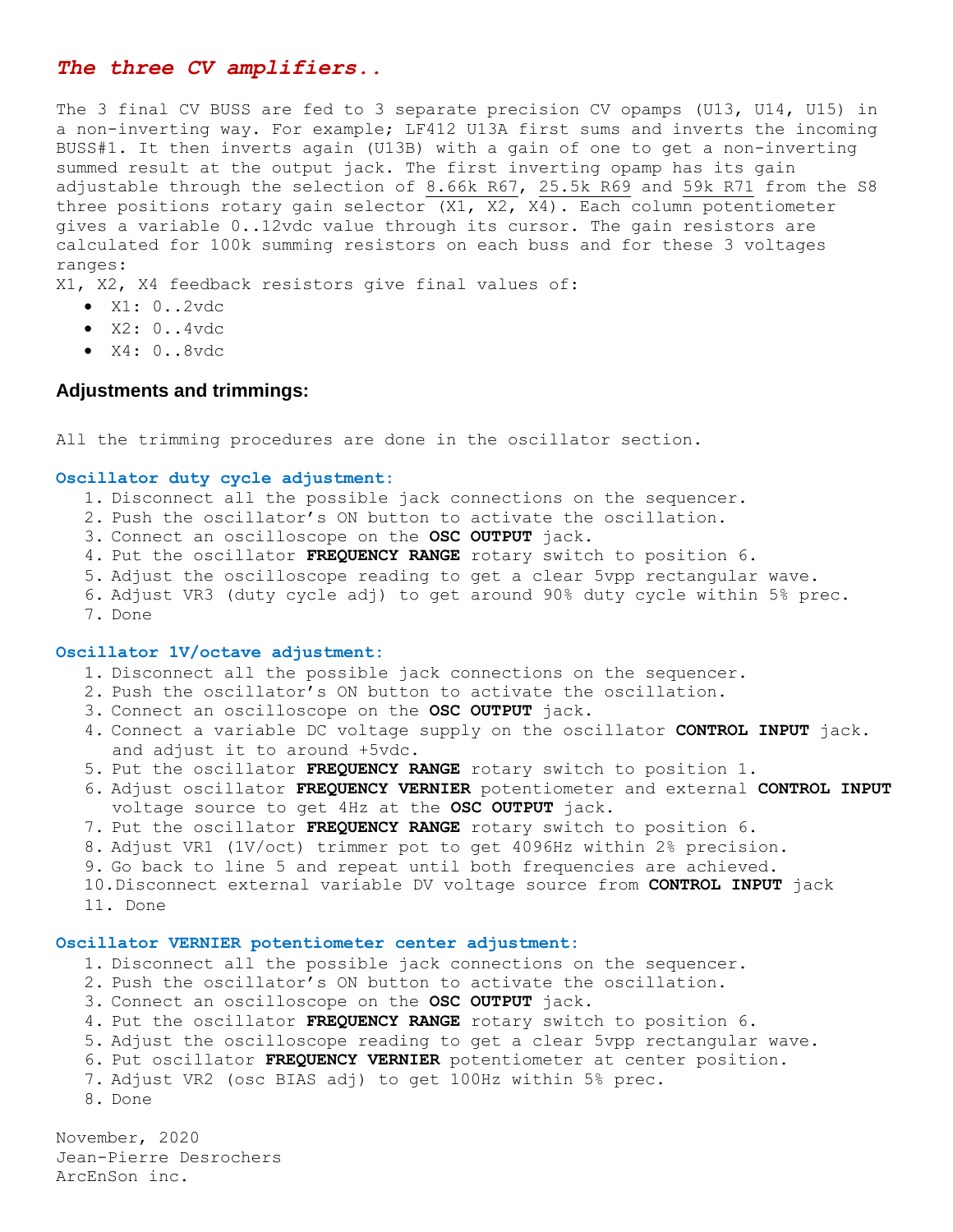## *The three CV amplifiers..*

The 3 final CV BUSS are fed to 3 separate precision CV opamps (U13, U14, U15) in a non-inverting way. For example; LF412 U13A first sums and inverts the incoming BUSS#1. It then inverts again (U13B) with a gain of one to get a non-inverting summed result at the output jack. The first inverting opamp has its gain adjustable through the selection of 8.66k R67, 25.5k R69 and 59k R71 from the S8 three positions rotary gain selector (X1, X2, X4). Each column potentiometer gives a variable 0..12vdc value through its cursor. The gain resistors are calculated for 100k summing resistors on each buss and for these 3 voltages ranges:

X1, X2, X4 feedback resistors give final values of:

- X1: 0..2vdc
- X2: 0..4vdc
- X4: 0..8vdc

### Adjustments and trimmings:

All the trimming procedures are done in the oscillator section.

#### Oscillator duty cycle adjustment:

1. Disconnect all the possible jack connections on the sequencer.
2. Push the oscillator's ON button to activate the oscillation.
3. Connect an oscilloscope on the **OSC OUTPUT** jack.
4. Put the oscillator **FREQUENCY RANGE** rotary switch to position 6.
5. Adjust the oscilloscope reading to get a clear 5vpp rectangular wave.
6. Adjust VR3 (duty cycle adj) to get around 90% duty cycle within 5% prec.
7. Done

#### Oscillator 1V/octave adjustment:

1. Disconnect all the possible jack connections on the sequencer.
2. Push the oscillator's ON button to activate the oscillation.
3. Connect an oscilloscope on the **OSC OUTPUT** jack.
4. Connect a variable DC voltage supply on the oscillator **CONTROL INPUT** jack. and adjust it to around +5vdc.
5. Put the oscillator **FREQUENCY RANGE** rotary switch to position 1.
6. Adjust oscillator **FREQUENCY VERNIER** potentiometer and external **CONTROL INPUT** voltage source to get 4Hz at the **OSC OUTPUT** jack.
7. Put the oscillator **FREQUENCY RANGE** rotary switch to position 6.
8. Adjust VR1 (1V/oct) trimmer pot to get 4096Hz within 2% precision.
9. Go back to line 5 and repeat until both frequencies are achieved.
10. Disconnect external variable DV voltage source from **CONTROL INPUT** jack
11. Done

#### Oscillator VERNIER potentiometer center adjustment:

1. Disconnect all the possible jack connections on the sequencer.
2. Push the oscillator's ON button to activate the oscillation.
3. Connect an oscilloscope on the **OSC OUTPUT** jack.
4. Put the oscillator **FREQUENCY RANGE** rotary switch to position 6.
5. Adjust the oscilloscope reading to get a clear 5vpp rectangular wave.
6. Put oscillator **FREQUENCY VERNIER** potentiometer at center position.
7. Adjust VR2 (osc BIAS adj) to get 100Hz within 5% prec.
8. Done

November, 2020
Jean-Pierre Desrochers
ArcEnSon inc.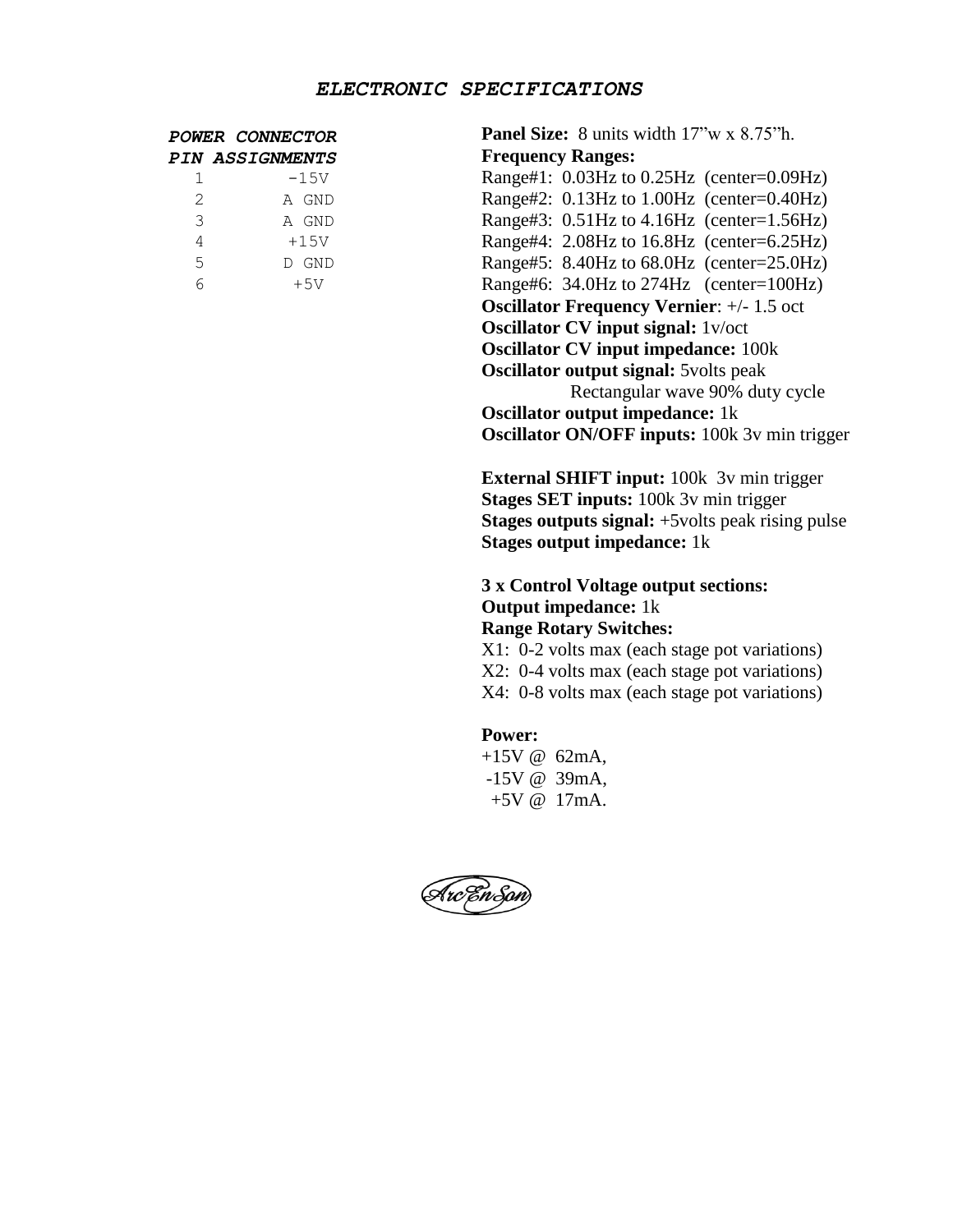## ***ELECTRONIC SPECIFICATIONS***

***POWER CONNECTOR PIN ASSIGNMENTS***

| | |
|---|---|
| 1 | -15V |
| 2 | A GND |
| 3 | A GND |
| 4 | +15V |
| 5 | D GND |
| 6 | +5V |

**Panel Size:** 8 units width 17"w x 8.75"h.

**Frequency Ranges:**

Range#1: 0.03Hz to 0.25Hz (center=0.09Hz)
Range#2: 0.13Hz to 1.00Hz (center=0.40Hz)
Range#3: 0.51Hz to 4.16Hz (center=1.56Hz)
Range#4: 2.08Hz to 16.8Hz (center=6.25Hz)
Range#5: 8.40Hz to 68.0Hz (center=25.0Hz)
Range#6: 34.0Hz to 274Hz (center=100Hz)

**Oscillator Frequency Vernier**: +/- 1.5 oct
**Oscillator CV input signal:** 1v/oct
**Oscillator CV input impedance:** 100k
**Oscillator output signal:** 5volts peak
Rectangular wave 90% duty cycle
**Oscillator output impedance:** 1k
**Oscillator ON/OFF inputs:** 100k 3v min trigger

**External SHIFT input:** 100k 3v min trigger
**Stages SET inputs:** 100k 3v min trigger
**Stages outputs signal:** +5volts peak rising pulse
**Stages output impedance:** 1k

**3 x Control Voltage output sections:**
**Output impedance:** 1k
**Range Rotary Switches:**
X1: 0-2 volts max (each stage pot variations)
X2: 0-4 volts max (each stage pot variations)
X4: 0-8 volts max (each stage pot variations)

**Power:**
+15V @ 62mA,
-15V @ 39mA,
+5V @ 17mA.

ArcEnSon